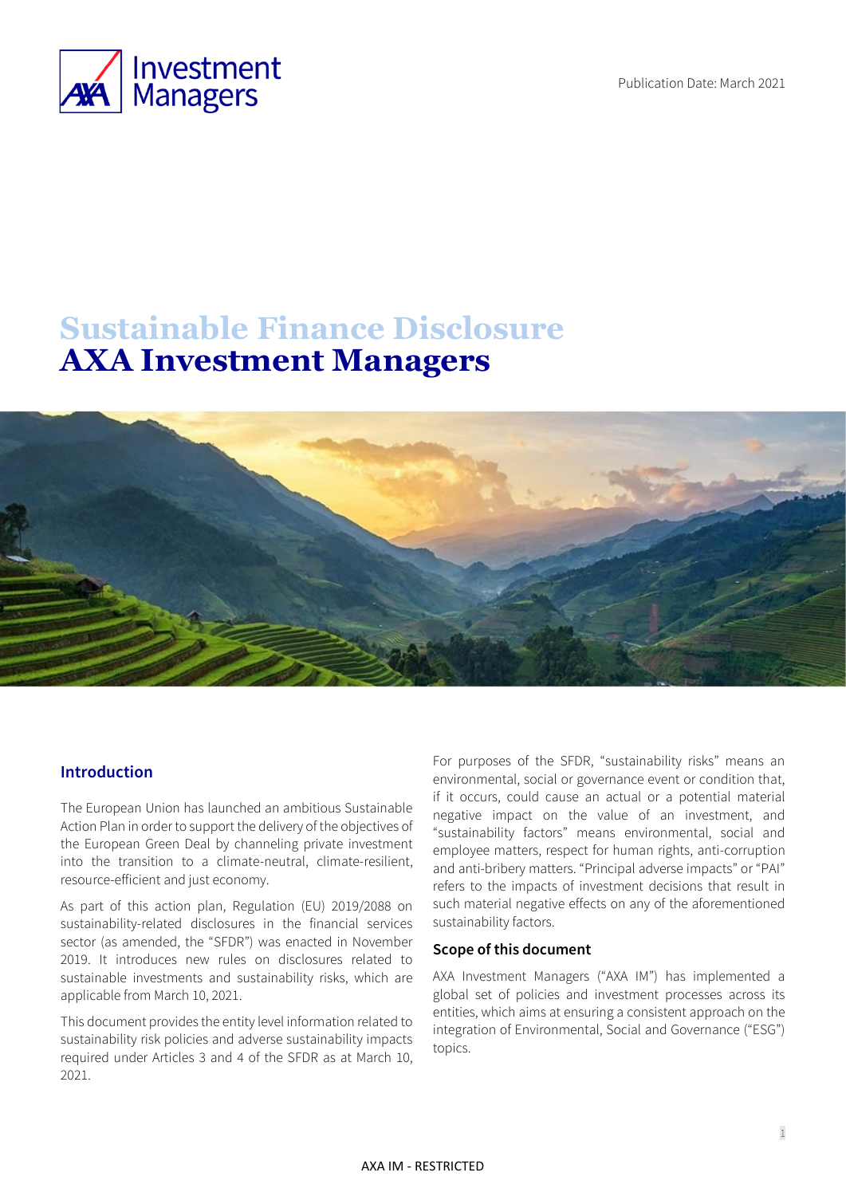Publication Date: March 2021

# Sustainable Finance Disclosure
# AXA Investment Managers

## Introduction

The European Union has launched an ambitious Sustainable Action Plan in order to support the delivery of the objectives of the European Green Deal by channeling private investment into the transition to a climate-neutral, climate-resilient, resource-efficient and just economy.

As part of this action plan, Regulation (EU) 2019/2088 on sustainability-related disclosures in the financial services sector (as amended, the "SFDR") was enacted in November 2019. It introduces new rules on disclosures related to sustainable investments and sustainability risks, which are applicable from March 10, 2021.

This document provides the entity level information related to sustainability risk policies and adverse sustainability impacts required under Articles 3 and 4 of the SFDR as at March 10, 2021.

For purposes of the SFDR, "sustainability risks" means an environmental, social or governance event or condition that, if it occurs, could cause an actual or a potential material negative impact on the value of an investment, and "sustainability factors" means environmental, social and employee matters, respect for human rights, anti-corruption and anti-bribery matters. "Principal adverse impacts" or "PAI" refers to the impacts of investment decisions that result in such material negative effects on any of the aforementioned sustainability factors.

### Scope of this document

AXA Investment Managers ("AXA IM") has implemented a global set of policies and investment processes across its entities, which aims at ensuring a consistent approach on the integration of Environmental, Social and Governance ("ESG") topics.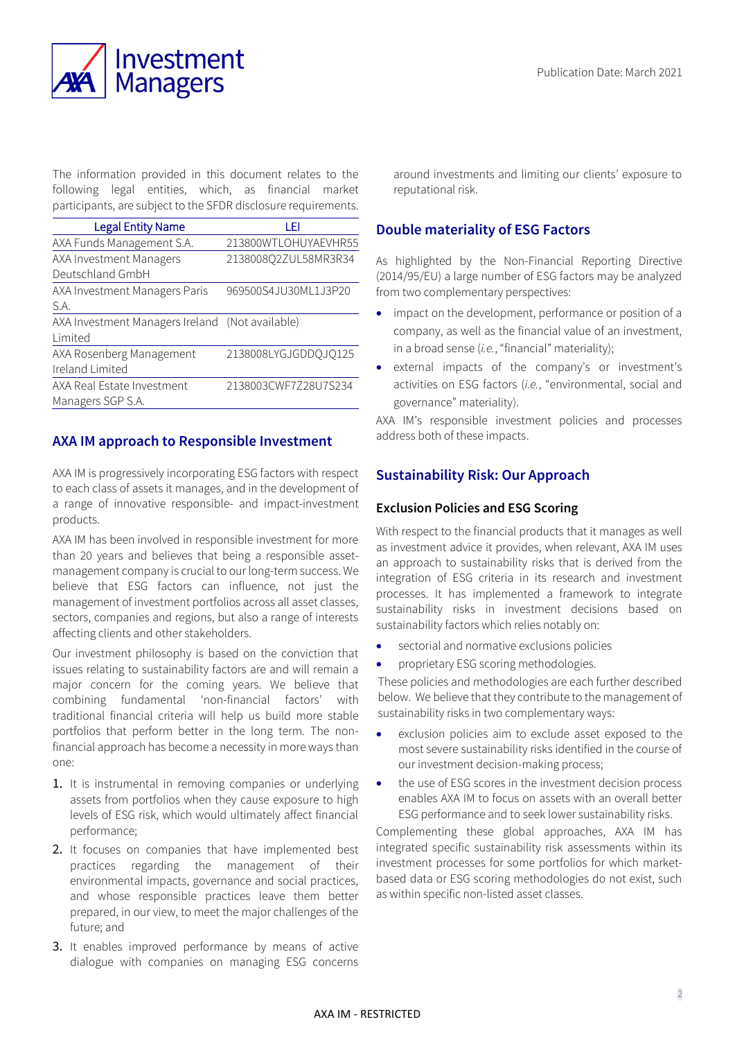The information provided in this document relates to the following legal entities, which, as financial market participants, are subject to the SFDR disclosure requirements.

| Legal Entity Name | LEI |
|---|---|
| AXA Funds Management S.A. | 213800WTLOHUYAEVHR55 |
| AXA Investment Managers Deutschland GmbH | 2138008Q2ZUL58MR3R34 |
| AXA Investment Managers Paris S.A. | 969500S4JU30ML1J3P20 |
| AXA Investment Managers Ireland Limited | (Not available) |
| AXA Rosenberg Management Ireland Limited | 2138008LYGJGDDQJQ125 |
| AXA Real Estate Investment Managers SGP S.A. | 2138003CWF7Z28U7S234 |

## AXA IM approach to Responsible Investment

AXA IM is progressively incorporating ESG factors with respect to each class of assets it manages, and in the development of a range of innovative responsible- and impact-investment products.

AXA IM has been involved in responsible investment for more than 20 years and believes that being a responsible asset-management company is crucial to our long-term success. We believe that ESG factors can influence, not just the management of investment portfolios across all asset classes, sectors, companies and regions, but also a range of interests affecting clients and other stakeholders.

Our investment philosophy is based on the conviction that issues relating to sustainability factors are and will remain a major concern for the coming years. We believe that combining fundamental 'non-financial factors' with traditional financial criteria will help us build more stable portfolios that perform better in the long term. The non-financial approach has become a necessity in more ways than one:

1. It is instrumental in removing companies or underlying assets from portfolios when they cause exposure to high levels of ESG risk, which would ultimately affect financial performance;
2. It focuses on companies that have implemented best practices regarding the management of their environmental impacts, governance and social practices, and whose responsible practices leave them better prepared, in our view, to meet the major challenges of the future; and
3. It enables improved performance by means of active dialogue with companies on managing ESG concerns around investments and limiting our clients' exposure to reputational risk.

## Double materiality of ESG Factors

As highlighted by the Non-Financial Reporting Directive (2014/95/EU) a large number of ESG factors may be analyzed from two complementary perspectives:

- impact on the development, performance or position of a company, as well as the financial value of an investment, in a broad sense (*i.e.*, "financial" materiality);
- external impacts of the company's or investment's activities on ESG factors (*i.e.*, "environmental, social and governance" materiality).

AXA IM's responsible investment policies and processes address both of these impacts.

## Sustainability Risk: Our Approach

### Exclusion Policies and ESG Scoring

With respect to the financial products that it manages as well as investment advice it provides, when relevant, AXA IM uses an approach to sustainability risks that is derived from the integration of ESG criteria in its research and investment processes. It has implemented a framework to integrate sustainability risks in investment decisions based on sustainability factors which relies notably on:

- sectorial and normative exclusions policies
- proprietary ESG scoring methodologies.

These policies and methodologies are each further described below. We believe that they contribute to the management of sustainability risks in two complementary ways:

- exclusion policies aim to exclude asset exposed to the most severe sustainability risks identified in the course of our investment decision-making process;
- the use of ESG scores in the investment decision process enables AXA IM to focus on assets with an overall better ESG performance and to seek lower sustainability risks.

Complementing these global approaches, AXA IM has integrated specific sustainability risk assessments within its investment processes for some portfolios for which market-based data or ESG scoring methodologies do not exist, such as within specific non-listed asset classes.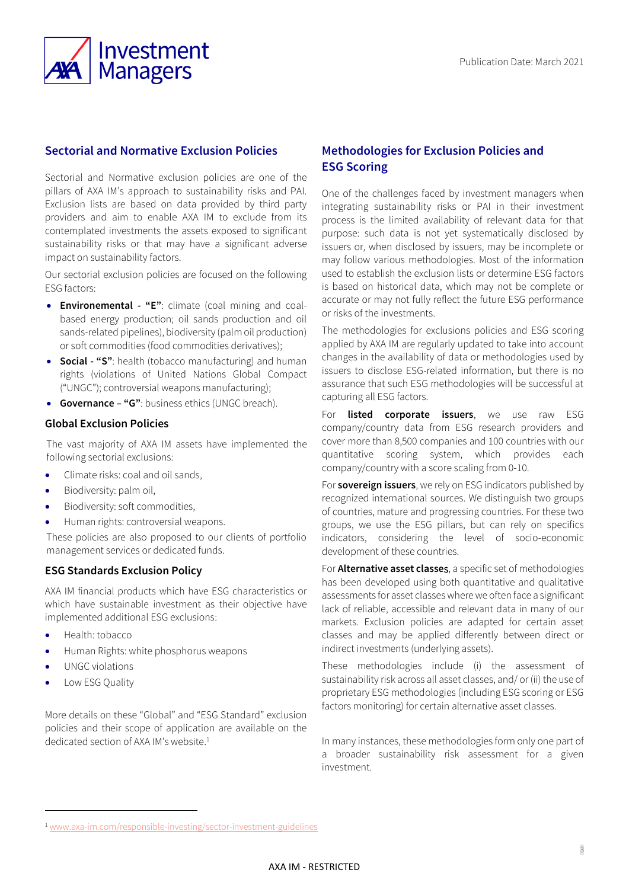## Sectorial and Normative Exclusion Policies

Sectorial and Normative exclusion policies are one of the pillars of AXA IM's approach to sustainability risks and PAI. Exclusion lists are based on data provided by third party providers and aim to enable AXA IM to exclude from its contemplated investments the assets exposed to significant sustainability risks or that may have a significant adverse impact on sustainability factors.

Our sectorial exclusion policies are focused on the following ESG factors:

- **Environemental - "E"**: climate (coal mining and coal-based energy production; oil sands production and oil sands-related pipelines), biodiversity (palm oil production) or soft commodities (food commodities derivatives);
- **Social - "S"**: health (tobacco manufacturing) and human rights (violations of United Nations Global Compact ("UNGC"); controversial weapons manufacturing);
- **Governance – "G"**: business ethics (UNGC breach).

### Global Exclusion Policies

The vast majority of AXA IM assets have implemented the following sectorial exclusions:

- Climate risks: coal and oil sands,
- Biodiversity: palm oil,
- Biodiversity: soft commodities,
- Human rights: controversial weapons.

These policies are also proposed to our clients of portfolio management services or dedicated funds.

### ESG Standards Exclusion Policy

AXA IM financial products which have ESG characteristics or which have sustainable investment as their objective have implemented additional ESG exclusions:

- Health: tobacco
- Human Rights: white phosphorus weapons
- UNGC violations
- Low ESG Quality

More details on these "Global" and "ESG Standard" exclusion policies and their scope of application are available on the dedicated section of AXA IM's website.[1]

## Methodologies for Exclusion Policies and ESG Scoring

One of the challenges faced by investment managers when integrating sustainability risks or PAI in their investment process is the limited availability of relevant data for that purpose: such data is not yet systematically disclosed by issuers or, when disclosed by issuers, may be incomplete or may follow various methodologies. Most of the information used to establish the exclusion lists or determine ESG factors is based on historical data, which may not be complete or accurate or may not fully reflect the future ESG performance or risks of the investments.

The methodologies for exclusions policies and ESG scoring applied by AXA IM are regularly updated to take into account changes in the availability of data or methodologies used by issuers to disclose ESG-related information, but there is no assurance that such ESG methodologies will be successful at capturing all ESG factors.

For **listed corporate issuers**, we use raw ESG company/country data from ESG research providers and cover more than 8,500 companies and 100 countries with our quantitative scoring system, which provides each company/country with a score scaling from 0-10.

For **sovereign issuers**, we rely on ESG indicators published by recognized international sources. We distinguish two groups of countries, mature and progressing countries. For these two groups, we use the ESG pillars, but can rely on specifics indicators, considering the level of socio-economic development of these countries.

For **Alternative asset classes**, a specific set of methodologies has been developed using both quantitative and qualitative assessments for asset classes where we often face a significant lack of reliable, accessible and relevant data in many of our markets. Exclusion policies are adapted for certain asset classes and may be applied differently between direct or indirect investments (underlying assets).

These methodologies include (i) the assessment of sustainability risk across all asset classes, and/ or (ii) the use of proprietary ESG methodologies (including ESG scoring or ESG factors monitoring) for certain alternative asset classes.

In many instances, these methodologies form only one part of a broader sustainability risk assessment for a given investment.

[1] www.axa-im.com/responsible-investing/sector-investment-guidelines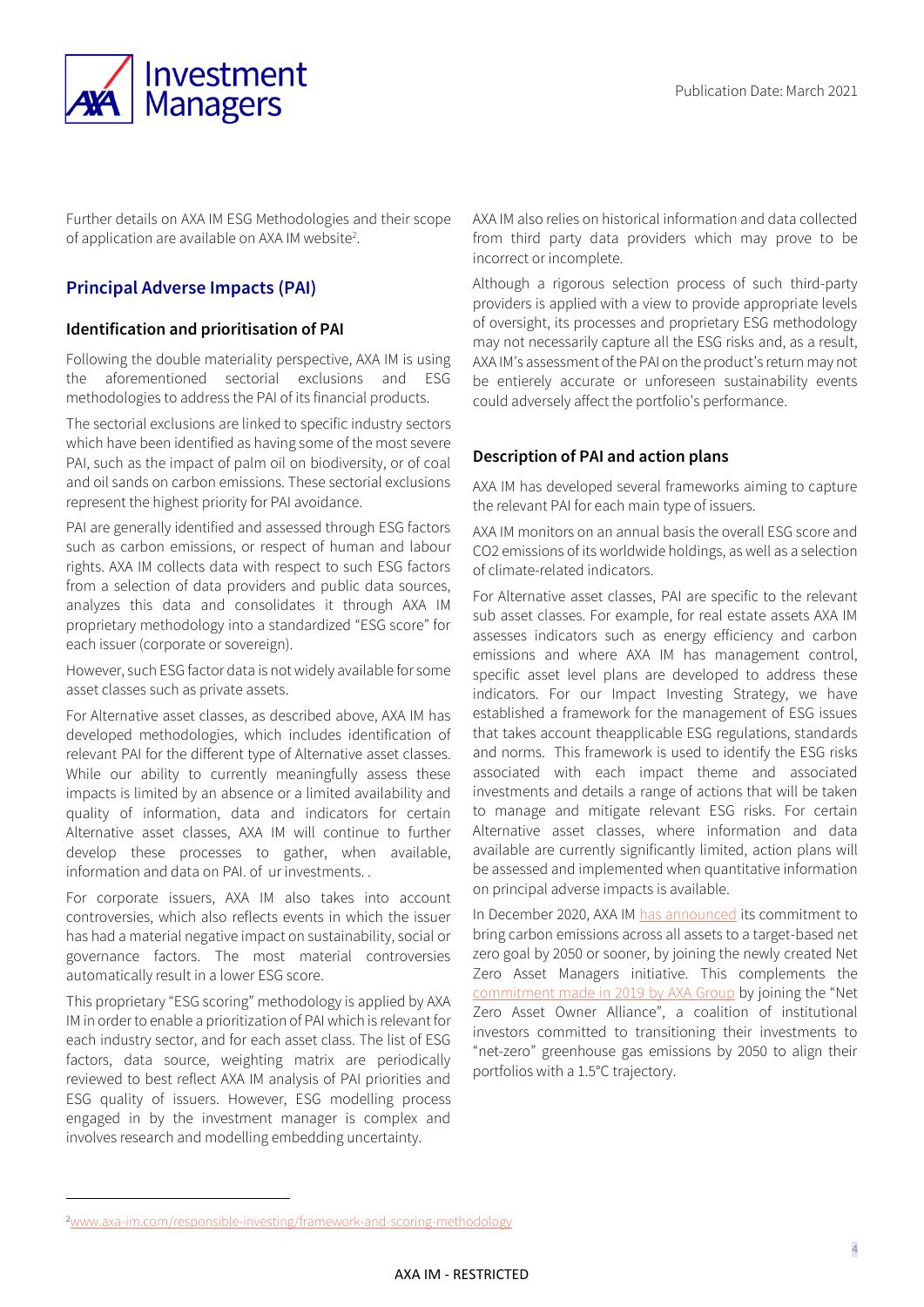Further details on AXA IM ESG Methodologies and their scope of application are available on AXA IM website[2].

## Principal Adverse Impacts (PAI)

### Identification and prioritisation of PAI

Following the double materiality perspective, AXA IM is using the aforementioned sectorial exclusions and ESG methodologies to address the PAI of its financial products.

The sectorial exclusions are linked to specific industry sectors which have been identified as having some of the most severe PAI, such as the impact of palm oil on biodiversity, or of coal and oil sands on carbon emissions. These sectorial exclusions represent the highest priority for PAI avoidance.

PAI are generally identified and assessed through ESG factors such as carbon emissions, or respect of human and labour rights. AXA IM collects data with respect to such ESG factors from a selection of data providers and public data sources, analyzes this data and consolidates it through AXA IM proprietary methodology into a standardized "ESG score" for each issuer (corporate or sovereign).

However, such ESG factor data is not widely available for some asset classes such as private assets.

For Alternative asset classes, as described above, AXA IM has developed methodologies, which includes identification of relevant PAI for the different type of Alternative asset classes. While our ability to currently meaningfully assess these impacts is limited by an absence or a limited availability and quality of information, data and indicators for certain Alternative asset classes, AXA IM will continue to further develop these processes to gather, when available, information and data on PAI. of ur investments. .

For corporate issuers, AXA IM also takes into account controversies, which also reflects events in which the issuer has had a material negative impact on sustainability, social or governance factors. The most material controversies automatically result in a lower ESG score.

This proprietary "ESG scoring" methodology is applied by AXA IM in order to enable a prioritization of PAI which is relevant for each industry sector, and for each asset class. The list of ESG factors, data source, weighting matrix are periodically reviewed to best reflect AXA IM priorities and analysis of PAI and ESG quality of issuers. However, ESG modelling process engaged in by the investment manager is complex and involves research and modelling embedding uncertainty.

AXA IM also relies on historical information and data collected from third party data providers which may prove to be incorrect or incomplete.

Although a rigorous selection process of such third-party providers is applied with a view to provide appropriate levels of oversight, its processes and proprietary ESG methodology may not necessarily capture all the ESG risks and, as a result, AXA IM's assessment of the PAI on the product's return may not be entierely accurate or unforeseen sustainability events could adversely affect the portfolio's performance.

### Description of PAI and action plans

AXA IM has developed several frameworks aiming to capture the relevant PAI for each main type of issuers.

AXA IM monitors on an annual basis the overall ESG score and CO2 emissions of its worldwide holdings, as well as a selection of climate-related indicators.

For Alternative asset classes, PAI are specific to the relevant sub asset classes. For example, for real estate assets AXA IM assesses indicators such as energy efficiency and carbon emissions and where AXA IM has management control, specific asset level plans are developed to address these indicators. For our Impact Investing Strategy, we have established a framework for the management of ESG issues that takes account theapplicable ESG regulations, standards and norms. This framework is used to identify the ESG risks associated with each impact theme and associated investments and details a range of actions that will be taken to manage and mitigate relevant ESG risks. For certain Alternative asset classes, where information and data available are currently significantly limited, action plans will be assessed and implemented when quantitative information on principal adverse impacts is available.

In December 2020, AXA IM has announced its commitment to bring carbon emissions across all assets to a target-based net zero goal by 2050 or sooner, by joining the newly created Net Zero Asset Managers initiative. This complements the commitment made in 2019 by AXA Group by joining the "Net Zero Asset Owner Alliance", a coalition of institutional investors committed to transitioning their investments to "net-zero" greenhouse gas emissions by 2050 to align their portfolios with a 1.5°C trajectory.

---

[2] www.axa-im.com/responsible-investing/framework-and-scoring-methodology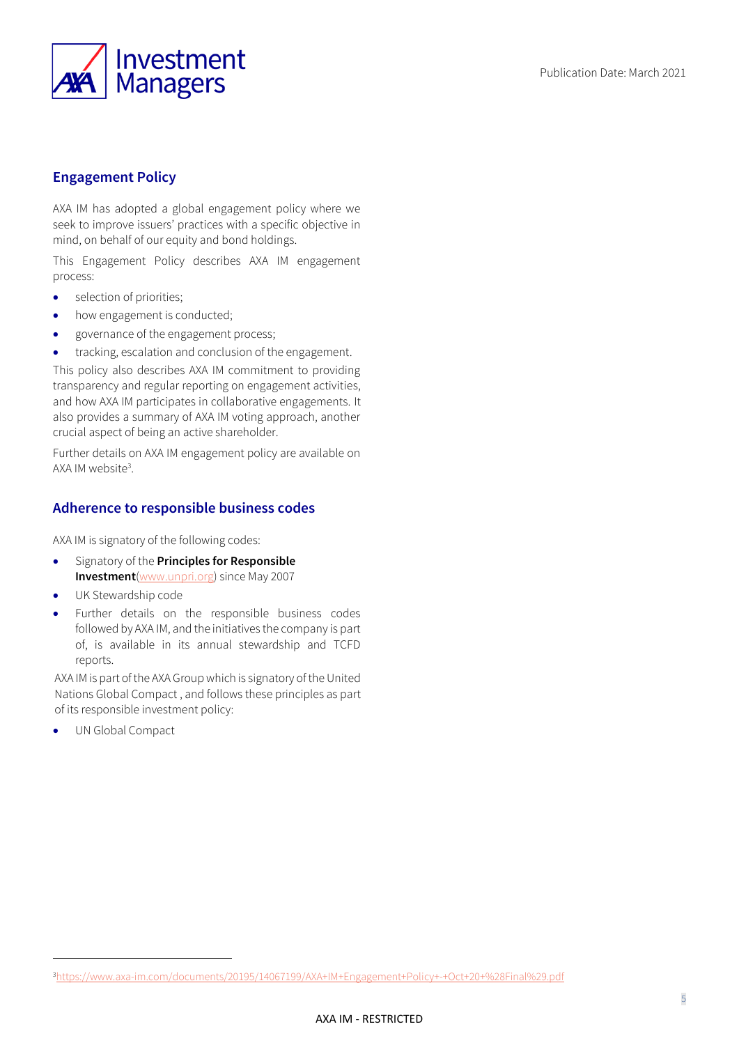## Engagement Policy

AXA IM has adopted a global engagement policy where we seek to improve issuers' practices with a specific objective in mind, on behalf of our equity and bond holdings.

This Engagement Policy describes AXA IM engagement process:

- selection of priorities;
- how engagement is conducted;
- governance of the engagement process;
- tracking, escalation and conclusion of the engagement.

This policy also describes AXA IM commitment to providing transparency and regular reporting on engagement activities, and how AXA IM participates in collaborative engagements. It also provides a summary of AXA IM voting approach, another crucial aspect of being an active shareholder.

Further details on AXA IM engagement policy are available on AXA IM website[3].

## Adherence to responsible business codes

AXA IM is signatory of the following codes:

- Signatory of the **Principles for Responsible Investment**(www.unpri.org) since May 2007
- UK Stewardship code
- Further details on the responsible business codes followed by AXA IM, and the initiatives the company is part of, is available in its annual stewardship and TCFD reports.

AXA IM is part of the AXA Group which is signatory of the United Nations Global Compact , and follows these principles as part of its responsible investment policy:

- UN Global Compact

[3]https://www.axa-im.com/documents/20195/14067199/AXA+IM+Engagement+Policy+-+Oct+20+%28Final%29.pdf